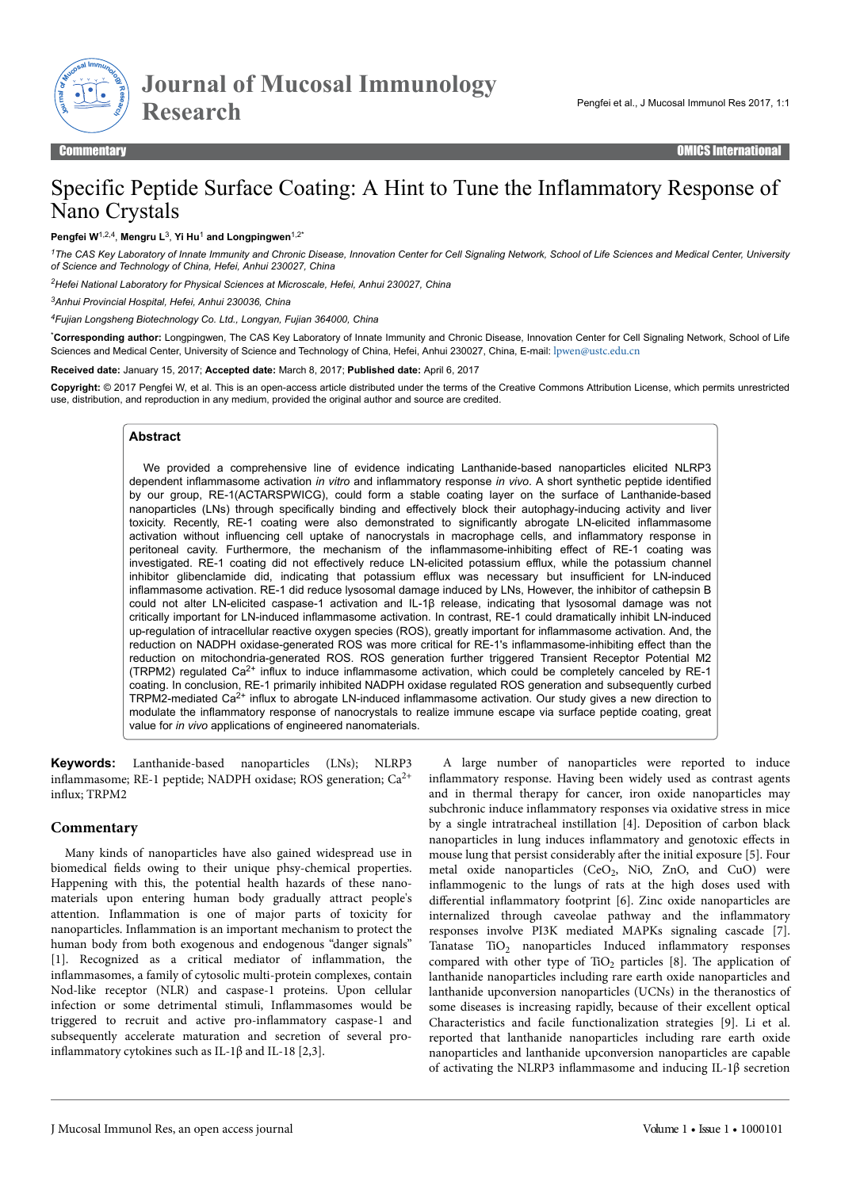Commentary

# Specific Peptide Surface Coating: A Hint to Tune the Inflammatory Response of Nano Crystals

**Pengfei W**[1,2,4], **Mengru L**[3], **Yi Hu**[1] **and Longpingwen**[1,2*]

[1]The CAS Key Laboratory of Innate Immunity and Chronic Disease, Innovation Center for Cell Signaling Network, School of Life Sciences and Medical Center, University of Science and Technology of China, Hefei, Anhui 230027, China

[2]Hefei National Laboratory for Physical Sciences at Microscale, Hefei, Anhui 230027, China

[3]Anhui Provincial Hospital, Hefei, Anhui 230036, China

[4]Fujian Longsheng Biotechnology Co. Ltd., Longyan, Fujian 364000, China

[*]**Corresponding author:** Longpingwen, The CAS Key Laboratory of Innate Immunity and Chronic Disease, Innovation Center for Cell Signaling Network, School of Life Sciences and Medical Center, University of Science and Technology of China, Hefei, Anhui 230027, China, E-mail: lpwen@ustc.edu.cn

**Received date:** January 15, 2017; **Accepted date:** March 8, 2017; **Published date:** April 6, 2017

**Copyright:** © 2017 Pengfei W, et al. This is an open-access article distributed under the terms of the Creative Commons Attribution License, which permits unrestricted use, distribution, and reproduction in any medium, provided the original author and source are credited.

## Abstract

We provided a comprehensive line of evidence indicating Lanthanide-based nanoparticles elicited NLRP3 dependent inflammasome activation *in vitro* and inflammatory response *in vivo*. A short synthetic peptide identified by our group, RE-1(ACTARSPWICG), could form a stable coating layer on the surface of Lanthanide-based nanoparticles (LNs) through specifically binding and effectively block their autophagy-inducing activity and liver toxicity. Recently, RE-1 coating were also demonstrated to significantly abrogate LN-elicited inflammasome activation without influencing cell uptake of nanocrystals in macrophage cells, and inflammatory response in peritoneal cavity. Furthermore, the mechanism of the inflammasome-inhibiting effect of RE-1 coating was investigated. RE-1 coating did not effectively reduce LN-elicited potassium efflux, while the potassium channel inhibitor glibenclamide did, indicating that potassium efflux was necessary but insufficient for LN-induced inflammasome activation. RE-1 did reduce lysosomal damage induced by LNs, However, the inhibitor of cathepsin B could not alter LN-elicited caspase-1 activation and IL-1β release, indicating that lysosomal damage was not critically important for LN-induced inflammasome activation. In contrast, RE-1 could dramatically inhibit LN-induced up-regulation of intracellular reactive oxygen species (ROS), greatly important for inflammasome activation. And, the reduction on NADPH oxidase-generated ROS was more critical for RE-1's inflammasome-inhibiting effect than the reduction on mitochondria-generated ROS. ROS generation further triggered Transient Receptor Potential M2 (TRPM2) regulated $Ca^{2+}$ influx to induce inflammasome activation, which could be completely canceled by RE-1 coating. In conclusion, RE-1 primarily inhibited NADPH oxidase regulated ROS generation and subsequently curbed TRPM2-mediated $Ca^{2+}$ influx to abrogate LN-induced inflammasome activation. Our study gives a new direction to modulate the inflammatory response of nanocrystals to realize immune escape via surface peptide coating, great value for *in vivo* applications of engineered nanomaterials.

**Keywords:** Lanthanide-based nanoparticles (LNs); NLRP3 inflammasome; RE-1 peptide; NADPH oxidase; ROS generation; $Ca^{2+}$ influx; TRPM2

## Commentary

Many kinds of nanoparticles have also gained widespread use in biomedical fields owing to their unique phsy-chemical properties. Happening with this, the potential health hazards of these nano-materials upon entering human body gradually attract people's attention. Inflammation is one of major parts of toxicity for nanoparticles. Inflammation is an important mechanism to protect the human body from both exogenous and endogenous "danger signals" [1]. Recognized as a critical mediator of inflammation, the inflammasomes, a family of cytosolic multi-protein complexes, contain Nod-like receptor (NLR) and caspase-1 proteins. Upon cellular infection or some detrimental stimuli, Inflammasomes would be triggered to recruit and active pro-inflammatory caspase-1 and subsequently accelerate maturation and secretion of several pro-inflammatory cytokines such as IL-1β and IL-18 [2,3].

A large number of nanoparticles were reported to induce inflammatory response. Having been widely used as contrast agents and in thermal therapy for cancer, iron oxide nanoparticles may subchronic induce inflammatory responses via oxidative stress in mice by a single intratracheal instillation [4]. Deposition of carbon black nanoparticles in lung induces inflammatory and genotoxic effects in mouse lung that persist considerably after the initial exposure [5]. Four metal oxide nanoparticles ($CeO_2$, NiO, ZnO, and CuO) were inflammogenic to the lungs of rats at the high doses used with differential inflammatory footprint [6]. Zinc oxide nanoparticles are internalized through caveolae pathway and the inflammatory responses involve PI3K mediated MAPKs signaling cascade [7]. Tanatase $TiO_2$ nanoparticles Induced inflammatory responses compared with other type of $TiO_2$ particles [8]. The application of lanthanide nanoparticles including rare earth oxide nanoparticles and lanthanide upconversion nanoparticles (UCNs) in the theranostics of some diseases is increasing rapidly, because of their excellent optical Characteristics and facile functionalization strategies [9]. Li et al. reported that lanthanide nanoparticles including rare earth oxide nanoparticles and lanthanide upconversion nanoparticles are capable of activating the NLRP3 inflammasome and inducing IL-1β secretion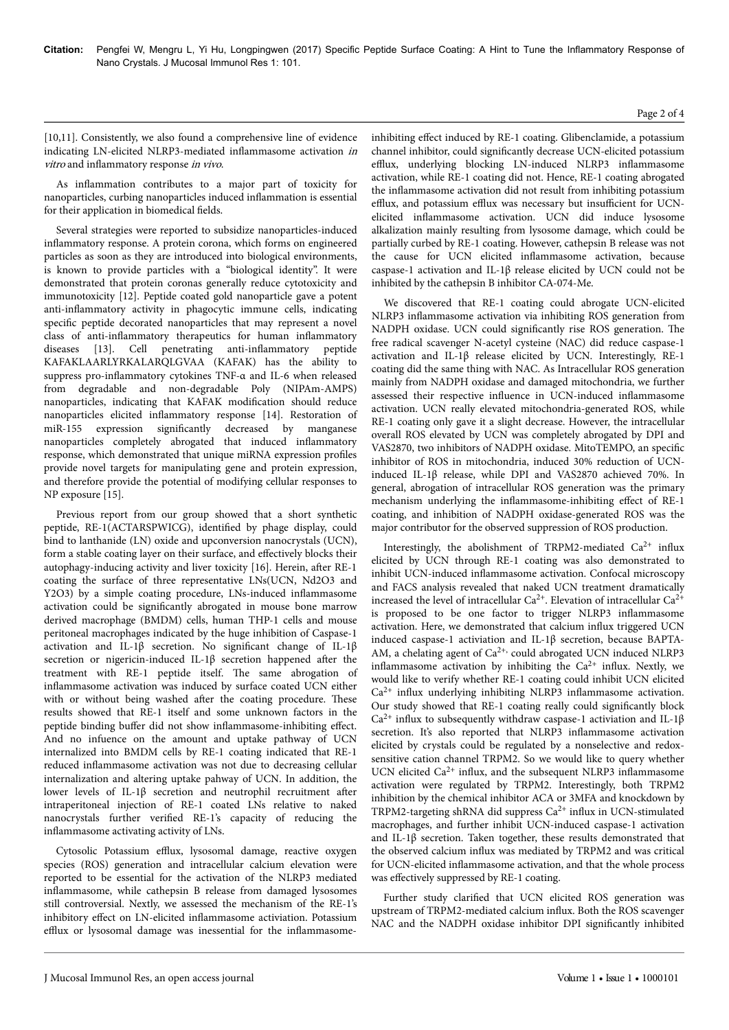[10,11]. Consistently, we also found a comprehensive line of evidence indicating LN-elicited NLRP3-mediated inflammasome activation *in vitro* and inflammatory response *in vivo*.

As inflammation contributes to a major part of toxicity for nanoparticles, curbing nanoparticles induced inflammation is essential for their application in biomedical fields.

Several strategies were reported to subsidize nanoparticles-induced inflammatory response. A protein corona, which forms on engineered particles as soon as they are introduced into biological environments, is known to provide particles with a "biological identity". It were demonstrated that protein coronas generally reduce cytotoxicity and immunotoxicity [12]. Peptide coated gold nanoparticle gave a potent anti-inflammatory activity in phagocytic immune cells, indicating specific peptide decorated nanoparticles that may represent a novel class of anti-inflammatory therapeutics for human inflammatory diseases [13]. Cell penetrating anti-inflammatory peptide KAFAKLAARLYRKALARQLGVAA (KAFAK) has the ability to suppress pro-inflammatory cytokines TNF-α and IL-6 when released from degradable and non-degradable Poly (NIPAm-AMPS) nanoparticles, indicating that KAFAK modification should reduce nanoparticles elicited inflammatory response [14]. Restoration of miR-155 expression significantly decreased by manganese nanoparticles completely abrogated that induced inflammatory response, which demonstrated that unique miRNA expression profiles provide novel targets for manipulating gene and protein expression, and therefore provide the potential of modifying cellular responses to NP exposure [15].

Previous report from our group showed that a short synthetic peptide, RE-1(ACTARSPWICG), identified by phage display, could bind to lanthanide (LN) oxide and upconversion nanocrystals (UCN), form a stable coating layer on their surface, and effectively blocks their autophagy-inducing activity and liver toxicity [16]. Herein, after RE-1 coating the surface of three representative LNs(UCN, Nd2O3 and Y2O3) by a simple coating procedure, LNs-induced inflammasome activation could be significantly abrogated in mouse bone marrow derived macrophage (BMDM) cells, human THP-1 cells and mouse peritoneal macrophages indicated by the huge inhibition of Caspase-1 activation and IL-1β secretion. No significant change of IL-1β secretion or nigericin-induced IL-1β secretion happened after the treatment with RE-1 peptide itself. The same abrogation of inflammasome activation was induced by surface coated UCN either with or without being washed after the coating procedure. These results showed that RE-1 itself and some unknown factors in the peptide binding buffer did not show inflammasome-inhibiting effect. And no infuence on the amount and uptake pathway of UCN internalized into BMDM cells by RE-1 coating indicated that RE-1 reduced inflammasome activation was not due to decreasing cellular internalization and altering uptake pahway of UCN. In addition, the lower levels of IL-1β secretion and neutrophil recruitment after intraperitoneal injection of RE-1 coated LNs relative to naked nanocrystals further verified RE-1's capacity of reducing the inflammasome activating activity of LNs.

Cytosolic Potassium efflux, lysosomal damage, reactive oxygen species (ROS) generation and intracellular calcium elevation were reported to be essential for the activation of the NLRP3 mediated inflammasome, while cathepsin B release from damaged lysosomes still controversial. Nextly, we assessed the mechanism of the RE-1's inhibitory effect on LN-elicited inflammasome activiation. Potassium efflux or lysosomal damage was inessential for the inflammasome-inhibiting effect induced by RE-1 coating. Glibenclamide, a potassium channel inhibitor, could significantly decrease UCN-elicited potassium efflux, underlying blocking LN-induced NLRP3 inflammasome activation, while RE-1 coating did not. Hence, RE-1 coating abrogated the inflammasome activation did not result from inhibiting potassium efflux, and potassium efflux was necessary but insufficient for UCN-elicited inflammasome activation. UCN did induce lysosome alkalization mainly resulting from lysosome damage, which could be partially curbed by RE-1 coating. However, cathepsin B release was not the cause for UCN elicited inflammasome activation, because caspase-1 activation and IL-1β release elicited by UCN could not be inhibited by the cathepsin B inhibitor CA-074-Me.

We discovered that RE-1 coating could abrogate UCN-elicited NLRP3 inflammasome activation via inhibiting ROS generation from NADPH oxidase. UCN could significantly rise ROS generation. The free radical scavenger N-acetyl cysteine (NAC) did reduce caspase-1 activation and IL-1β release elicited by UCN. Interestingly, RE-1 coating did the same thing with NAC. As Intracellular ROS generation mainly from NADPH oxidase and damaged mitochondria, we further assessed their respective influence in UCN-induced inflammasome activation. UCN really elevated mitochondria-generated ROS, while RE-1 coating only gave it a slight decrease. However, the intracellular overall ROS elevated by UCN was completely abrogated by DPI and VAS2870, two inhibitors of NADPH oxidase. MitoTEMPO, an specific inhibitor of ROS in mitochondria, induced 30% reduction of UCN-induced IL-1β release, while DPI and VAS2870 achieved 70%. In general, abrogation of intracellular ROS generation was the primary mechanism underlying the inflammasome-inhibiting effect of RE-1 coating, and inhibition of NADPH oxidase-generated ROS was the major contributor for the observed suppression of ROS production.

Interestingly, the abolishment of TRPM2-mediated $Ca^{2+}$ influx elicited by UCN through RE-1 coating was also demonstrated to inhibit UCN-induced inflammasome activation. Confocal microscopy and FACS analysis revealed that naked UCN treatment dramatically increased the level of intracellular $Ca^{2+}$. Elevation of intracellular $Ca^{2+}$ is proposed to be one factor to trigger NLRP3 inflammasome activation. Here, we demonstrated that calcium influx triggered UCN induced caspase-1 activiation and IL-1β secretion, because BAPTA-AM, a chelating agent of $Ca^{2+}$, could abrogated UCN induced NLRP3 inflammasome activation by inhibiting the $Ca^{2+}$ influx. Nextly, we would like to verify whether RE-1 coating could inhibit UCN elicited $Ca^{2+}$ influx underlying inhibiting NLRP3 inflammasome activation. Our study showed that RE-1 coating really could significantly block $Ca^{2+}$ influx to subsequently withdraw caspase-1 activiation and IL-1β secretion. It's also reported that NLRP3 inflammasome activation elicited by crystals could be regulated by a nonselective and redox-sensitive cation channel TRPM2. So we would like to query whether UCN elicited $Ca^{2+}$ influx, and the subsequent NLRP3 inflammasome activation were regulated by TRPM2. Interestingly, both TRPM2 inhibition by the chemical inhibitor ACA or 3MFA and knockdown by TRPM2-targeting shRNA did suppress $Ca^{2+}$ influx in UCN-stimulated macrophages, and further inhibit UCN-induced caspase-1 activation and IL-1β secretion. Taken together, these results demonstrated that the observed calcium influx was mediated by TRPM2 and was critical for UCN-elicited inflammasome activation, and that the whole process was effectively suppressed by RE-1 coating.

Further study clarified that UCN elicited ROS generation was upstream of TRPM2-mediated calcium influx. Both the ROS scavenger NAC and the NADPH oxidase inhibitor DPI significantly inhibited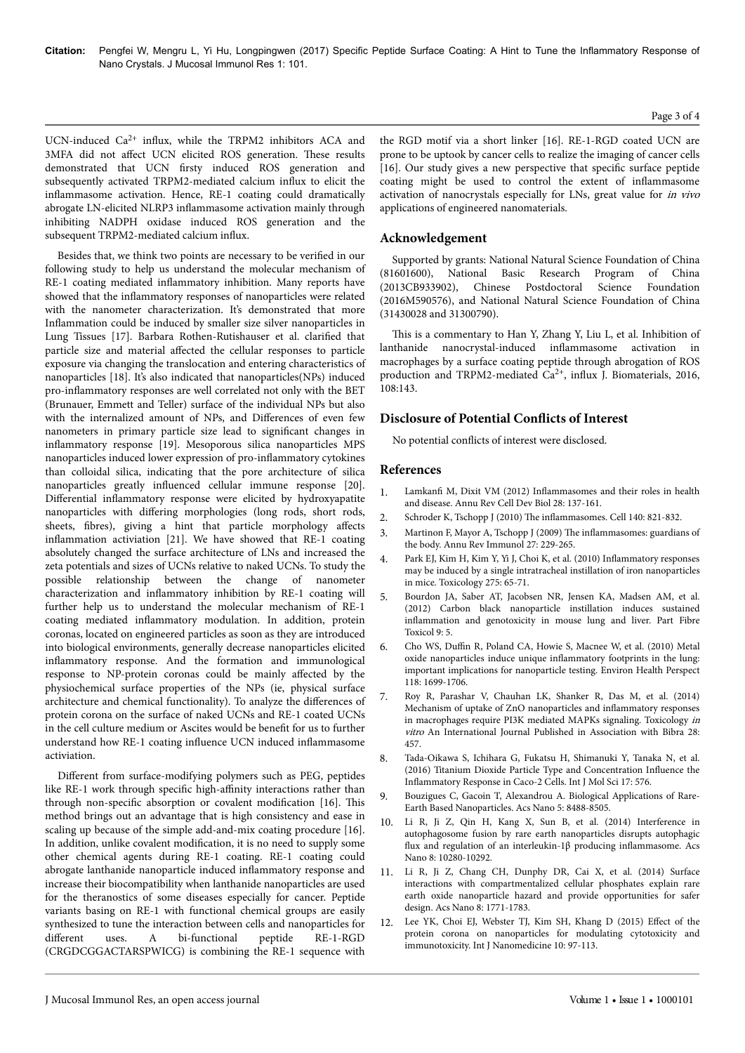UCN-induced $Ca^{2+}$ influx, while the TRPM2 inhibitors ACA and 3MFA did not affect UCN elicited ROS generation. These results demonstrated that UCN firsty induced ROS generation and subsequently activated TRPM2-mediated calcium influx to elicit the inflammasome activation. Hence, RE-1 coating could dramatically abrogate LN-elicited NLRP3 inflammasome activation mainly through inhibiting NADPH oxidase induced ROS generation and the subsequent TRPM2-mediated calcium influx.

Besides that, we think two points are necessary to be verified in our following study to help us understand the molecular mechanism of RE-1 coating mediated inflammatory inhibition. Many reports have showed that the inflammatory responses of nanoparticles were related with the nanometer characterization. It's demonstrated that more Inflammation could be induced by smaller size silver nanoparticles in Lung Tissues [17]. Barbara Rothen-Rutishauser et al. clarified that particle size and material affected the cellular responses to particle exposure via changing the translocation and entering characteristics of nanoparticles [18]. It's also indicated that nanoparticles(NPs) induced pro-inflammatory responses are well correlated not only with the BET (Brunauer, Emmett and Teller) surface of the individual NPs but also with the internalized amount of NPs, and Differences of even few nanometers in primary particle size lead to significant changes in inflammatory response [19]. Mesoporous silica nanoparticles MPS nanoparticles induced lower expression of pro-inflammatory cytokines than colloidal silica, indicating that the pore architecture of silica nanoparticles greatly influenced cellular immune response [20]. Differential inflammatory response were elicited by hydroxyapatite nanoparticles with differing morphologies (long rods, short rods, sheets, fibres), giving a hint that particle morphology affects inflammation activiation [21]. We have showed that RE-1 coating absolutely changed the surface architecture of LNs and increased the zeta potentials and sizes of UCNs relative to naked UCNs. To study the possible relationship between the change of nanometer characterization and inflammatory inhibition by RE-1 coating will further help us to understand the molecular mechanism of RE-1 coating mediated inflammatory modulation. In addition, protein coronas, located on engineered particles as soon as they are introduced into biological environments, generally decrease nanoparticles elicited inflammatory response. And the formation and immunological response to NP-protein coronas could be mainly affected by the physiochemical surface properties of the NPs (ie, physical surface architecture and chemical functionality). To analyze the differences of protein corona on the surface of naked UCNs and RE-1 coated UCNs in the cell culture medium or Ascites would be benefit for us to further understand how RE-1 coating influence UCN induced inflammasome activiation.

Different from surface-modifying polymers such as PEG, peptides like RE-1 work through specific high-affinity interactions rather than through non-specific absorption or covalent modification [16]. This method brings out an advantage that is high consistency and ease in scaling up because of the simple add-and-mix coating procedure [16]. In addition, unlike covalent modification, it is no need to supply some other chemical agents during RE-1 coating. RE-1 coating could abrogate lanthanide nanoparticle induced inflammatory response and increase their biocompatibility when lanthanide nanoparticles are used for the theranostics of some diseases especially for cancer. Peptide variants basing on RE-1 with functional chemical groups are easily synthesized to tune the interaction between cells and nanoparticles for different uses. A bi-functional peptide RE-1-RGD (CRGDCGGACTARSPWICG) is combining the RE-1 sequence with the RGD motif via a short linker [16]. RE-1-RGD coated UCN are prone to be uptook by cancer cells to realize the imaging of cancer cells [16]. Our study gives a new perspective that specific surface peptide coating might be used to control the extent of inflammasome activation of nanocrystals especially for LNs, great value for *in vivo* applications of engineered nanomaterials.

## Acknowledgement

Supported by grants: National Natural Science Foundation of China (81601600), National Basic Research Program of China (2013CB933902), Chinese Postdoctoral Science Foundation (2016M590576), and National Natural Science Foundation of China (31430028 and 31300790).

This is a commentary to Han Y, Zhang Y, Liu L, et al. Inhibition of lanthanide nanocrystal-induced inflammasome activation in macrophages by a surface coating peptide through abrogation of ROS production and TRPM2-mediated $Ca^{2+}$, influx J. Biomaterials, 2016, 108:143.

## Disclosure of Potential Conflicts of Interest

No potential conflicts of interest were disclosed.

## References

1. Lamkanfi M, Dixit VM (2012) Inflammasomes and their roles in health and disease. Annu Rev Cell Dev Biol 28: 137-161.
2. Schroder K, Tschopp J (2010) The inflammasomes. Cell 140: 821-832.
3. Martinon F, Mayor A, Tschopp J (2009) The inflammasomes: guardians of the body. Annu Rev Immunol 27: 229-265.
4. Park EJ, Kim H, Kim Y, Yi J, Choi K, et al. (2010) Inflammatory responses may be induced by a single intratracheal instillation of iron nanoparticles in mice. Toxicology 275: 65-71.
5. Bourdon JA, Saber AT, Jacobsen NR, Jensen KA, Madsen AM, et al. (2012) Carbon black nanoparticle instillation induces sustained inflammation and genotoxicity in mouse lung and liver. Part Fibre Toxicol 9: 5.
6. Cho WS, Duffin R, Poland CA, Howie S, Macnee W, et al. (2010) Metal oxide nanoparticles induce unique inflammatory footprints in the lung: important implications for nanoparticle testing. Environ Health Perspect 118: 1699-1706.
7. Roy R, Parashar V, Chauhan LK, Shanker R, Das M, et al. (2014) Mechanism of uptake of ZnO nanoparticles and inflammatory responses in macrophages require PI3K mediated MAPKs signaling. Toxicology *in vitro* An International Journal Published in Association with Bibra 28: 457.
8. Tada-Oikawa S, Ichihara G, Fukatsu H, Shimanuki Y, Tanaka N, et al. (2016) Titanium Dioxide Particle Type and Concentration Influence the Inflammatory Response in Caco-2 Cells. Int J Mol Sci 17: 576.
9. Bouzigues C, Gacoin T, Alexandrou A. Biological Applications of Rare-Earth Based Nanoparticles. Acs Nano 5: 8488-8505.
10. Li R, Ji Z, Qin H, Kang X, Sun B, et al. (2014) Interference in autophagosome fusion by rare earth nanoparticles disrupts autophagic flux and regulation of an interleukin-1β producing inflammasome. Acs Nano 8: 10280-10292.
11. Li R, Ji Z, Chang CH, Dunphy DR, Cai X, et al. (2014) Surface interactions with compartmentalized cellular phosphates explain rare earth oxide nanoparticle hazard and provide opportunities for safer design. Acs Nano 8: 1771-1783.
12. Lee YK, Choi EJ, Webster TJ, Kim SH, Khang D (2015) Effect of the protein corona on nanoparticles for modulating cytotoxicity and immunotoxicity. Int J Nanomedicine 10: 97-113.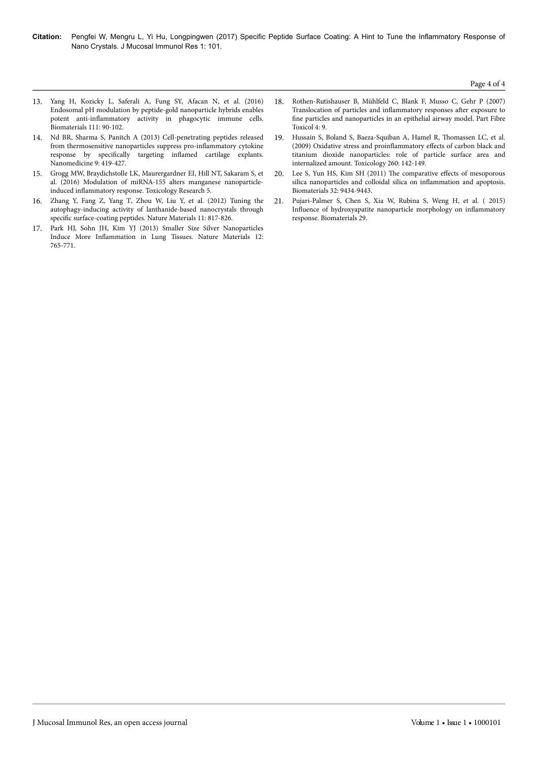13. Yang H, Kozicky L, Saferali A, Fung SY, Afacan N, et al. (2016) Endosomal pH modulation by peptide-gold nanoparticle hybrids enables potent anti-inflammatory activity in phagocytic immune cells. Biomaterials 111: 90-102.
14. Nd BR, Sharma S, Panitch A (2013) Cell-penetrating peptides released from thermosensitive nanoparticles suppress pro-inflammatory cytokine response by specifically targeting inflamed cartilage explants. Nanomedicine 9: 419-427.
15. Grogg MW, Braydichstolle LK, Maurergardner EI, Hill NT, Sakaram S, et al. (2016) Modulation of miRNA-155 alters manganese nanoparticle-induced inflammatory response. Toxicology Research 5.
16. Zhang Y, Fang Z, Yang T, Zhou W, Liu Y, et al. (2012) Tuning the autophagy-inducing activity of lanthanide-based nanocrystals through specific surface-coating peptides. Nature Materials 11: 817-826.
17. Park HJ, Sohn JH, Kim YJ (2013) Smaller Size Silver Nanoparticles Induce More Inflammation in Lung Tissues. Nature Materials 12: 765-771.
18. Rothen-Rutishauser B, Mühlfeld C, Blank F, Musso C, Gehr P (2007) Translocation of particles and inflammatory responses after exposure to fine particles and nanoparticles in an epithelial airway model. Part Fibre Toxicol 4: 9.
19. Hussain S, Boland S, Baeza-Squiban A, Hamel R, Thomassen LC, et al. (2009) Oxidative stress and proinflammatory effects of carbon black and titanium dioxide nanoparticles: role of particle surface area and internalized amount. Toxicology 260: 142-149.
20. Lee S, Yun HS, Kim SH (2011) The comparative effects of mesoporous silica nanoparticles and colloidal silica on inflammation and apoptosis. Biomaterials 32: 9434-9443.
21. Pujari-Palmer S, Chen S, Xia W, Rubina S, Weng H, et al. ( 2015) Influence of hydroxyapatite nanoparticle morphology on inflammatory response. Biomaterials 29.